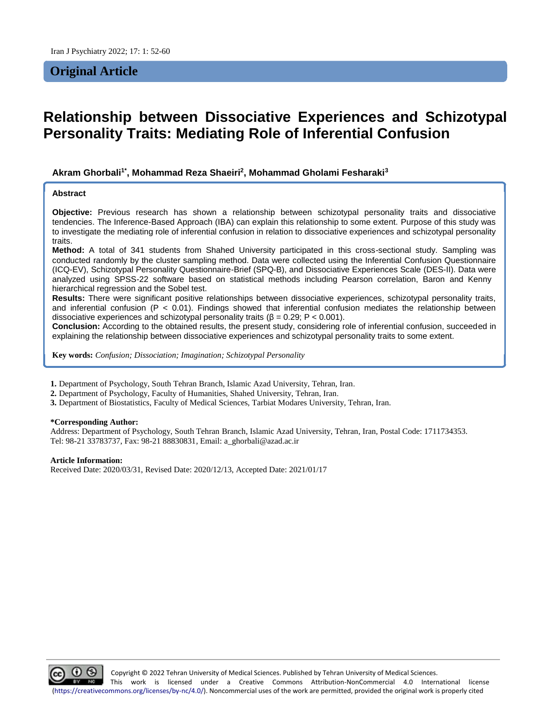## Original Article

# Relationship between Dissociative Experiences and Schizotypal Personality Traits: Mediating Role of Inferential Confusion

**Akram Ghorbali[1*], Mohammad Reza Shaeiri[2], Mohammad Gholami Fesharaki[3]**

### Abstract

**Objective:** Previous research has shown a relationship between schizotypal personality traits and dissociative tendencies. The Inference-Based Approach (IBA) can explain this relationship to some extent. Purpose of this study was to investigate the mediating role of inferential confusion in relation to dissociative experiences and schizotypal personality traits.

**Method:** A total of 341 students from Shahed University participated in this cross-sectional study. Sampling was conducted randomly by the cluster sampling method. Data were collected using the Inferential Confusion Questionnaire (ICQ-EV), Schizotypal Personality Questionnaire-Brief (SPQ-B), and Dissociative Experiences Scale (DES-II). Data were analyzed using SPSS-22 software based on statistical methods including Pearson correlation, Baron and Kenny hierarchical regression and the Sobel test.

**Results:** There were significant positive relationships between dissociative experiences, schizotypal personality traits, and inferential confusion ($P < 0.01$). Findings showed that inferential confusion mediates the relationship between dissociative experiences and schizotypal personality traits ($\beta = 0.29$; $P < 0.001$).

**Conclusion:** According to the obtained results, the present study, considering role of inferential confusion, succeeded in explaining the relationship between dissociative experiences and schizotypal personality traits to some extent.

**Key words:** *Confusion; Dissociation; Imagination; Schizotypal Personality*

**1.** Department of Psychology, South Tehran Branch, Islamic Azad University, Tehran, Iran.
**2.** Department of Psychology, Faculty of Humanities, Shahed University, Tehran, Iran.
**3.** Department of Biostatistics, Faculty of Medical Sciences, Tarbiat Modares University, Tehran, Iran.

**\*Corresponding Author:**
Address: Department of Psychology, South Tehran Branch, Islamic Azad University, Tehran, Iran, Postal Code: 1711734353.
Tel: 98-21 33783737, Fax: 98-21 88830831, Email: a_ghorbali@azad.ac.ir

**Article Information:**
Received Date: 2020/03/31, Revised Date: 2020/12/13, Accepted Date: 2021/01/17

Copyright © 2022 Tehran University of Medical Sciences. Published by Tehran University of Medical Sciences.
This work is licensed under a Creative Commons Attribution-NonCommercial 4.0 International license (https://creativecommons.org/licenses/by-nc/4.0/). Noncommercial uses of the work are permitted, provided the original work is properly cited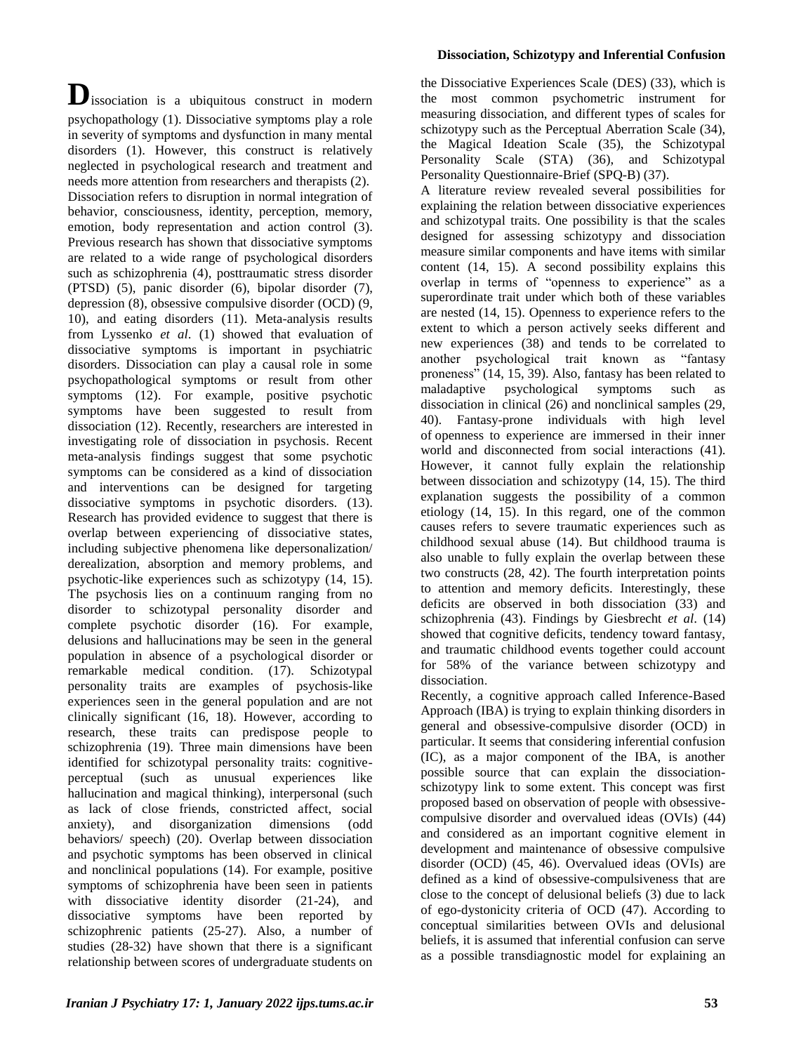Dissociation is a ubiquitous construct in modern psychopathology (1). Dissociative symptoms play a role in severity of symptoms and dysfunction in many mental disorders (1). However, this construct is relatively neglected in psychological research and treatment and needs more attention from researchers and therapists (2).

Dissociation refers to disruption in normal integration of behavior, consciousness, identity, perception, memory, emotion, body representation and action control (3). Previous research has shown that dissociative symptoms are related to a wide range of psychological disorders such as schizophrenia (4), posttraumatic stress disorder (PTSD) (5), panic disorder (6), bipolar disorder (7), depression (8), obsessive compulsive disorder (OCD) (9, 10), and eating disorders (11). Meta-analysis results from Lyssenko *et al*. (1) showed that evaluation of dissociative symptoms is important in psychiatric disorders. Dissociation can play a causal role in some psychopathological symptoms or result from other symptoms (12). For example, positive psychotic symptoms have been suggested to result from dissociation (12). Recently, researchers are interested in investigating role of dissociation in psychosis. Recent meta-analysis findings suggest that some psychotic symptoms can be considered as a kind of dissociation and interventions can be designed for targeting dissociative symptoms in psychotic disorders. (13). Research has provided evidence to suggest that there is overlap between experiencing of dissociative states, including subjective phenomena like depersonalization/ derealization, absorption and memory problems, and psychotic-like experiences such as schizotypy (14, 15). The psychosis lies on a continuum ranging from no disorder to schizotypal personality disorder and complete psychotic disorder (16). For example, delusions and hallucinations may be seen in the general population in absence of a psychological disorder or remarkable medical condition. (17). Schizotypal personality traits are examples of psychosis-like experiences seen in the general population and are not clinically significant (16, 18). However, according to research, these traits can predispose people to schizophrenia (19). Three main dimensions have been identified for schizotypal personality traits: cognitive-perceptual (such as unusual experiences like hallucination and magical thinking), interpersonal (such as lack of close friends, constricted affect, social anxiety), and disorganization dimensions (odd behaviors/ speech) (20). Overlap between dissociation and psychotic symptoms has been observed in clinical and nonclinical populations (14). For example, positive symptoms of schizophrenia have been seen in patients with dissociative identity disorder (21-24), and dissociative symptoms have been reported by schizophrenic patients (25-27). Also, a number of studies (28-32) have shown that there is a significant relationship between scores of undergraduate students on the Dissociative Experiences Scale (DES) (33), which is the most common psychometric instrument for measuring dissociation, and different types of scales for schizotypy such as the Perceptual Aberration Scale (34), the Magical Ideation Scale (35), the Schizotypal Personality Scale (STA) (36), and Schizotypal Personality Questionnaire-Brief (SPQ-B) (37).

A literature review revealed several possibilities for explaining the relation between dissociative experiences and schizotypal traits. One possibility is that the scales designed for assessing schizotypy and dissociation measure similar components and have items with similar content (14, 15). A second possibility explains this overlap in terms of "openness to experience" as a superordinate trait under which both of these variables are nested (14, 15). Openness to experience refers to the extent to which a person actively seeks different and new experiences (38) and tends to be correlated to another psychological trait known as "fantasy proneness" (14, 15, 39). Also, fantasy has been related to maladaptive psychological symptoms such as dissociation in clinical (26) and nonclinical samples (29, 40). Fantasy-prone individuals with high level of openness to experience are immersed in their inner world and disconnected from social interactions (41). However, it cannot fully explain the relationship between dissociation and schizotypy (14, 15). The third explanation suggests the possibility of a common etiology (14, 15). In this regard, one of the common causes refers to severe traumatic experiences such as childhood sexual abuse (14). But childhood trauma is also unable to fully explain the overlap between these two constructs (28, 42). The fourth interpretation points to attention and memory deficits. Interestingly, these deficits are observed in both dissociation (33) and schizophrenia (43). Findings by Giesbrecht *et al*. (14) showed that cognitive deficits, tendency toward fantasy, and traumatic childhood events together could account for 58% of the variance between schizotypy and dissociation.

Recently, a cognitive approach called Inference-Based Approach (IBA) is trying to explain thinking disorders in general and obsessive-compulsive disorder (OCD) in particular. It seems that considering inferential confusion (IC), as a major component of the IBA, is another possible source that can explain the dissociation-schizotypy link to some extent. This concept was first proposed based on observation of people with obsessive-compulsive disorder and overvalued ideas (OVIs) (44) and considered as an important cognitive element in development and maintenance of obsessive compulsive disorder (OCD) (45, 46). Overvalued ideas (OVIs) are defined as a kind of obsessive-compulsiveness that are close to the concept of delusional beliefs (3) due to lack of ego-dystonicity criteria of OCD (47). According to conceptual similarities between OVIs and delusional beliefs, it is assumed that inferential confusion can serve as a possible transdiagnostic model for explaining an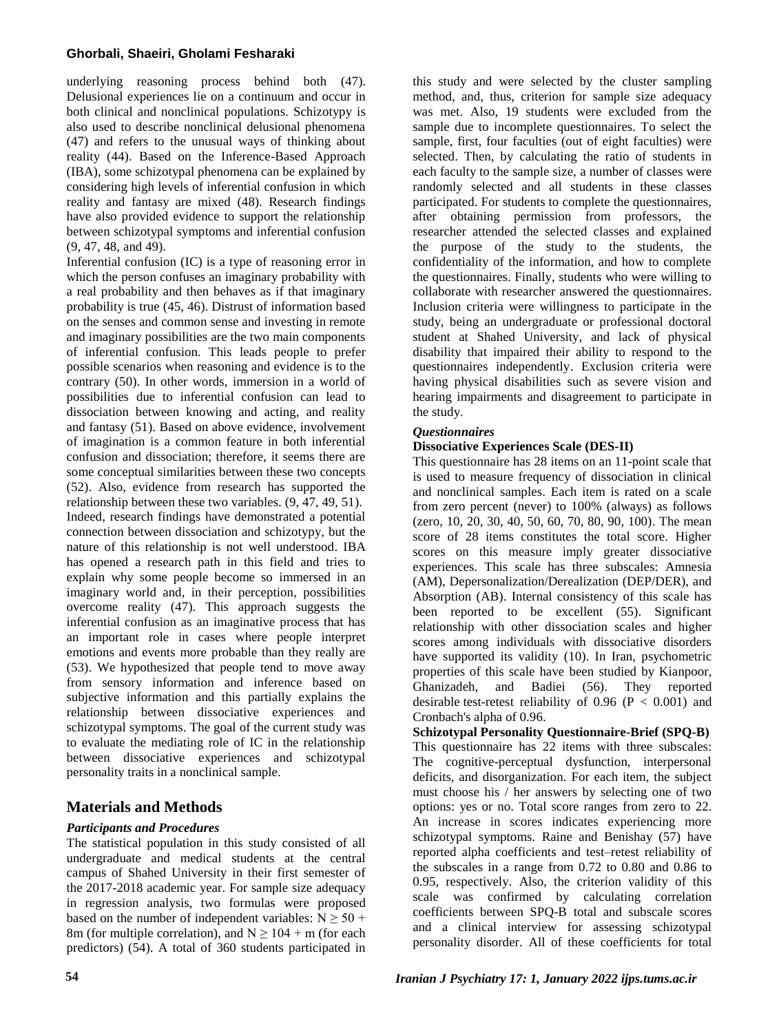underlying reasoning process behind both (47). Delusional experiences lie on a continuum and occur in both clinical and nonclinical populations. Schizotypy is also used to describe nonclinical delusional phenomena (47) and refers to the unusual ways of thinking about reality (44). Based on the Inference-Based Approach (IBA), some schizotypal phenomena can be explained by considering high levels of inferential confusion in which reality and fantasy are mixed (48). Research findings have also provided evidence to support the relationship between schizotypal symptoms and inferential confusion (9, 47, 48, and 49).

Inferential confusion (IC) is a type of reasoning error in which the person confuses an imaginary probability with a real probability and then behaves as if that imaginary probability is true (45, 46). Distrust of information based on the senses and common sense and investing in remote and imaginary possibilities are the two main components of inferential confusion. This leads people to prefer possible scenarios when reasoning and evidence is to the contrary (50). In other words, immersion in a world of possibilities due to inferential confusion can lead to dissociation between knowing and acting, and reality and fantasy (51). Based on above evidence, involvement of imagination is a common feature in both inferential confusion and dissociation; therefore, it seems there are some conceptual similarities between these two concepts (52). Also, evidence from research has supported the relationship between these two variables. (9, 47, 49, 51).

Indeed, research findings have demonstrated a potential connection between dissociation and schizotypy, but the nature of this relationship is not well understood. IBA has opened a research path in this field and tries to explain why some people become so immersed in an imaginary world and, in their perception, possibilities overcome reality (47). This approach suggests the inferential confusion as an imaginative process that has an important role in cases where people interpret emotions and events more probable than they really are (53). We hypothesized that people tend to move away from sensory information and inference based on subjective information and this partially explains the relationship between dissociative experiences and schizotypal symptoms. The goal of the current study was to evaluate the mediating role of IC in the relationship between dissociative experiences and schizotypal personality traits in a nonclinical sample.

## Materials and Methods

### *Participants and Procedures*

The statistical population in this study consisted of all undergraduate and medical students at the central campus of Shahed University in their first semester of the 2017-2018 academic year. For sample size adequacy in regression analysis, two formulas were proposed based on the number of independent variables: $N \geq 50 + 8m$ (for multiple correlation), and $N \geq 104 + m$ (for each predictors) (54). A total of 360 students participated in this study and were selected by the cluster sampling method, and, thus, criterion for sample size adequacy was met. Also, 19 students were excluded from the sample due to incomplete questionnaires. To select the sample, first, four faculties (out of eight faculties) were selected. Then, by calculating the ratio of students in each faculty to the sample size, a number of classes were randomly selected and all students in these classes participated. For students to complete the questionnaires, after obtaining permission from professors, the researcher attended the selected classes and explained the purpose of the study to the students, the confidentiality of the information, and how to complete the questionnaires. Finally, students who were willing to collaborate with researcher answered the questionnaires. Inclusion criteria were willingness to participate in the study, being an undergraduate or professional doctoral student at Shahed University, and lack of physical disability that impaired their ability to respond to the questionnaires independently. Exclusion criteria were having physical disabilities such as severe vision and hearing impairments and disagreement to participate in the study.

### *Questionnaires*

**Dissociative Experiences Scale (DES-II)**

This questionnaire has 28 items on an 11-point scale that is used to measure frequency of dissociation in clinical and nonclinical samples. Each item is rated on a scale from zero percent (never) to 100% (always) as follows (zero, 10, 20, 30, 40, 50, 60, 70, 80, 90, 100). The mean score of 28 items constitutes the total score. Higher scores on this measure imply greater dissociative experiences. This scale has three subscales: Amnesia (AM), Depersonalization/Derealization (DEP/DER), and Absorption (AB). Internal consistency of this scale has been reported to be excellent (55). Significant relationship with other dissociation scales and higher scores among individuals with dissociative disorders have supported its validity (10). In Iran, psychometric properties of this scale have been studied by Kianpoor, Ghanizadeh, and Badiei (56). They reported desirable test-retest reliability of 0.96 ($P < 0.001$) and Cronbach's alpha of 0.96.

**Schizotypal Personality Questionnaire-Brief (SPQ-B)**

This questionnaire has 22 items with three subscales: The cognitive-perceptual dysfunction, interpersonal deficits, and disorganization. For each item, the subject must choose his / her answers by selecting one of two options: yes or no. Total score ranges from zero to 22. An increase in scores indicates experiencing more schizotypal symptoms. Raine and Benishay (57) have reported alpha coefficients and test–retest reliability of the subscales in a range from 0.72 to 0.80 and 0.86 to 0.95, respectively. Also, the criterion validity of this scale was confirmed by calculating correlation coefficients between SPQ-B total and subscale scores and a clinical interview for assessing schizotypal personality disorder. All of these coefficients for total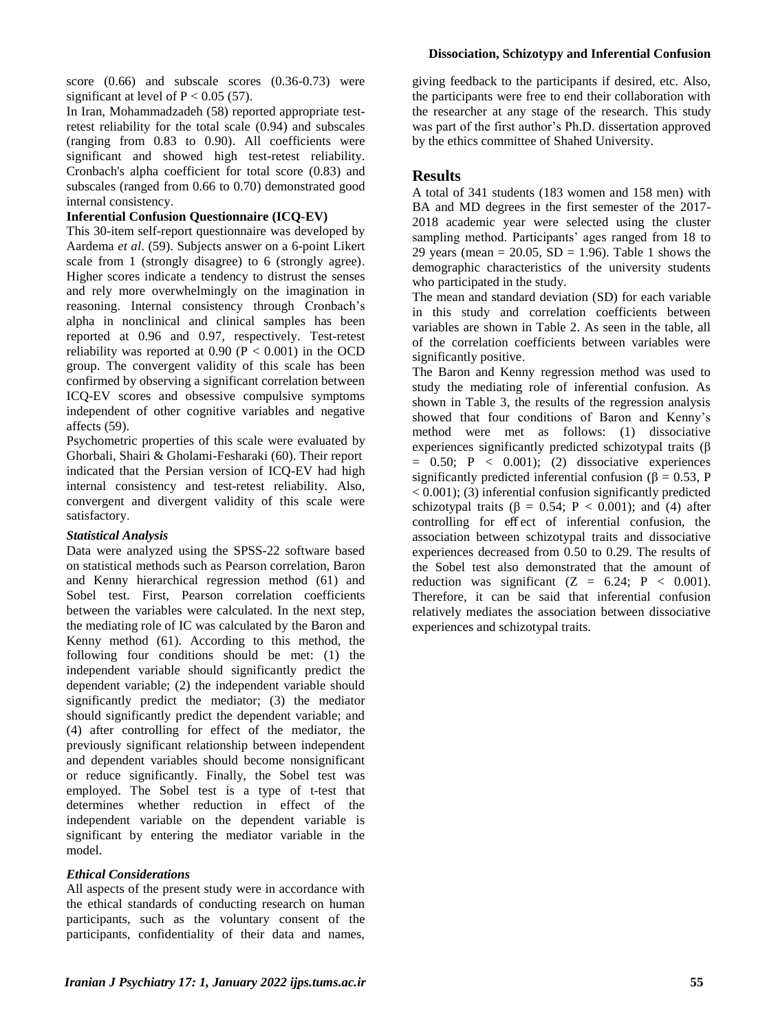score (0.66) and subscale scores (0.36-0.73) were significant at level of $P < 0.05$ (57).

In Iran, Mohammadzadeh (58) reported appropriate test-retest reliability for the total scale (0.94) and subscales (ranging from 0.83 to 0.90). All coefficients were significant and showed high test-retest reliability. Cronbach's alpha coefficient for total score (0.83) and subscales (ranged from 0.66 to 0.70) demonstrated good internal consistency.

**Inferential Confusion Questionnaire (ICQ-EV)**

This 30-item self-report questionnaire was developed by Aardema *et al*. (59). Subjects answer on a 6-point Likert scale from 1 (strongly disagree) to 6 (strongly agree). Higher scores indicate a tendency to distrust the senses and rely more overwhelmingly on the imagination in reasoning. Internal consistency through Cronbach's alpha in nonclinical and clinical samples has been reported at 0.96 and 0.97, respectively. Test-retest reliability was reported at 0.90 ($P < 0.001$) in the OCD group. The convergent validity of this scale has been confirmed by observing a significant correlation between ICQ-EV scores and obsessive compulsive symptoms independent of other cognitive variables and negative affects (59).

Psychometric properties of this scale were evaluated by Ghorbali, Shairi & Gholami-Fesharaki (60). Their report indicated that the Persian version of ICQ-EV had high internal consistency and test-retest reliability. Also, convergent and divergent validity of this scale were satisfactory.

### *Statistical Analysis*

Data were analyzed using the SPSS-22 software based on statistical methods such as Pearson correlation, Baron and Kenny hierarchical regression method (61) and Sobel test. First, Pearson correlation coefficients between the variables were calculated. In the next step, the mediating role of IC was calculated by the Baron and Kenny method (61). According to this method, the following four conditions should be met: (1) the independent variable should significantly predict the dependent variable; (2) the independent variable should significantly predict the mediator; (3) the mediator should significantly predict the dependent variable; and (4) after controlling for effect of the mediator, the previously significant relationship between independent and dependent variables should become nonsignificant or reduce significantly. Finally, the Sobel test was employed. The Sobel test is a type of t-test that determines whether reduction in effect of the independent variable on the dependent variable is significant by entering the mediator variable in the model.

### *Ethical Considerations*

All aspects of the present study were in accordance with the ethical standards of conducting research on human participants, such as the voluntary consent of the participants, confidentiality of their data and names, giving feedback to the participants if desired, etc. Also, the participants were free to end their collaboration with the researcher at any stage of the research. This study was part of the first author's Ph.D. dissertation approved by the ethics committee of Shahed University.

## Results

A total of 341 students (183 women and 158 men) with BA and MD degrees in the first semester of the 2017-2018 academic year were selected using the cluster sampling method. Participants' ages ranged from 18 to 29 years (mean = 20.05, SD = 1.96). Table 1 shows the demographic characteristics of the university students who participated in the study.

The mean and standard deviation (SD) for each variable in this study and correlation coefficients between variables are shown in Table 2. As seen in the table, all of the correlation coefficients between variables were significantly positive.

The Baron and Kenny regression method was used to study the mediating role of inferential confusion. As shown in Table 3, the results of the regression analysis showed that four conditions of Baron and Kenny's method were met as follows: (1) dissociative experiences significantly predicted schizotypal traits ($\beta = 0.50$; $P < 0.001$); (2) dissociative experiences significantly predicted inferential confusion ($\beta = 0.53$, $P < 0.001$); (3) inferential confusion significantly predicted schizotypal traits ($\beta = 0.54$; $P < 0.001$); and (4) after controlling for effect of inferential confusion, the association between schizotypal traits and dissociative experiences decreased from 0.50 to 0.29. The results of the Sobel test also demonstrated that the amount of reduction was significant ($Z = 6.24$; $P < 0.001$). Therefore, it can be said that inferential confusion relatively mediates the association between dissociative experiences and schizotypal traits.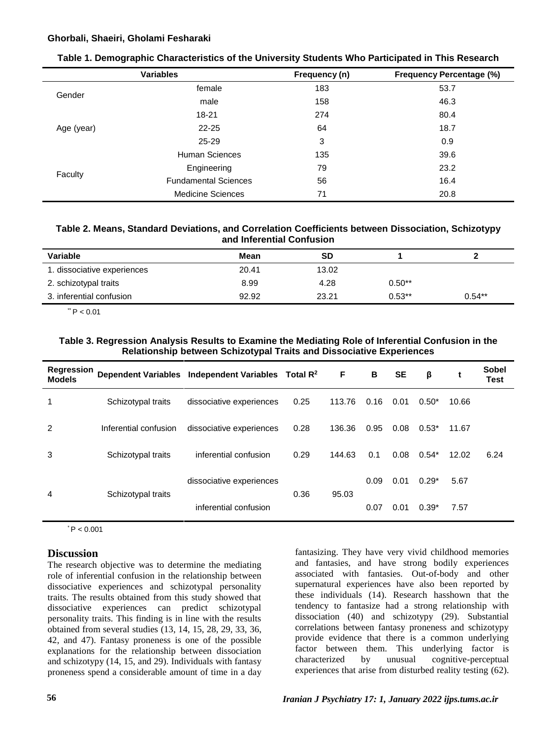**Table 1. Demographic Characteristics of the University Students Who Participated in This Research**

| Variables | | Frequency (n) | Frequency Percentage (%) |
|---|---|---|---|
| Gender | female | 183 | 53.7 |
| | male | 158 | 46.3 |
| Age (year) | 18-21 | 274 | 80.4 |
| | 22-25 | 64 | 18.7 |
| | 25-29 | 3 | 0.9 |
| Faculty | Human Sciences | 135 | 39.6 |
| | Engineering | 79 | 23.2 |
| | Fundamental Sciences | 56 | 16.4 |
| | Medicine Sciences | 71 | 20.8 |

**Table 2. Means, Standard Deviations, and Correlation Coefficients between Dissociation, Schizotypy and Inferential Confusion**

| Variable | Mean | SD | 1 | 2 |
|---|---|---|---|---|
| 1. dissociative experiences | 20.41 | 13.02 | | |
| 2. schizotypal traits | 8.99 | 4.28 | 0.50** | |
| 3. inferential confusion | 92.92 | 23.21 | 0.53** | 0.54** |

** P < 0.01

**Table 3. Regression Analysis Results to Examine the Mediating Role of Inferential Confusion in the Relationship between Schizotypal Traits and Dissociative Experiences**

| Regression Models | Dependent Variables | Independent Variables | Total $R^2$ | F | B | SE | β | t | Sobel Test |
|---|---|---|---|---|---|---|---|---|---|
| 1 | Schizotypal traits | dissociative experiences | 0.25 | 113.76 | 0.16 | 0.01 | 0.50* | 10.66 | |
| 2 | Inferential confusion | dissociative experiences | 0.28 | 136.36 | 0.95 | 0.08 | 0.53* | 11.67 | |
| 3 | Schizotypal traits | inferential confusion | 0.29 | 144.63 | 0.1 | 0.08 | 0.54* | 12.02 | 6.24 |
| 4 | Schizotypal traits | dissociative experiences | 0.36 | 95.03 | 0.09 | 0.01 | 0.29* | 5.67 | |
| | | inferential confusion | | | 0.07 | 0.01 | 0.39* | 7.57 | |

* P < 0.001

## Discussion

The research objective was to determine the mediating role of inferential confusion in the relationship between dissociative experiences and schizotypal personality traits. The results obtained from this study showed that dissociative experiences can predict schizotypal personality traits. This finding is in line with the results obtained from several studies (13, 14, 15, 28, 29, 33, 36, 42, and 47). Fantasy proneness is one of the possible explanations for the relationship between dissociation and schizotypy (14, 15, and 29). Individuals with fantasy proneness spend a considerable amount of time in a day fantasizing. They have very vivid childhood memories and fantasies, and have strong bodily experiences associated with fantasies. Out-of-body and other supernatural experiences have also been reported by these individuals (14). Research hasshown that the tendency to fantasize had a strong relationship with dissociation (40) and schizotypy (29). Substantial correlations between fantasy proneness and schizotypy provide evidence that there is a common underlying factor between them. This underlying factor is characterized by unusual cognitive-perceptual experiences that arise from disturbed reality testing (62).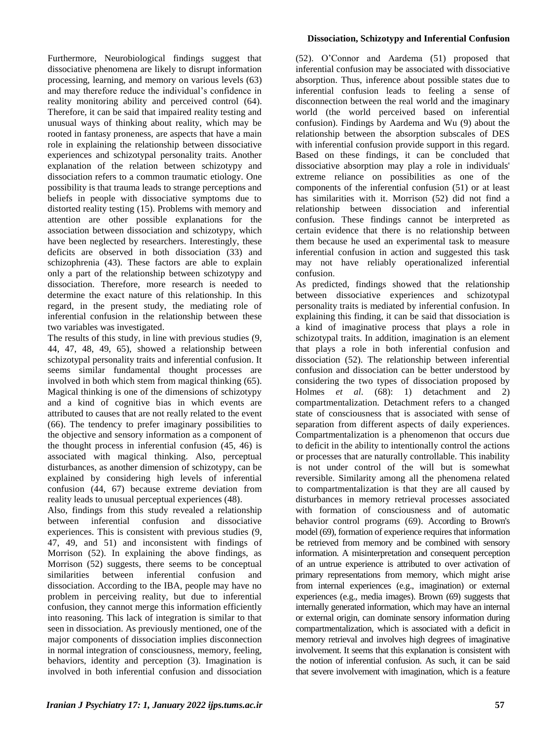Furthermore, Neurobiological findings suggest that dissociative phenomena are likely to disrupt information processing, learning, and memory on various levels (63) and may therefore reduce the individual's confidence in reality monitoring ability and perceived control (64). Therefore, it can be said that impaired reality testing and unusual ways of thinking about reality, which may be rooted in fantasy proneness, are aspects that have a main role in explaining the relationship between dissociative experiences and schizotypal personality traits. Another explanation of the relation between schizotypy and dissociation refers to a common traumatic etiology. One possibility is that trauma leads to strange perceptions and beliefs in people with dissociative symptoms due to distorted reality testing (15). Problems with memory and attention are other possible explanations for the association between dissociation and schizotypy, which have been neglected by researchers. Interestingly, these deficits are observed in both dissociation (33) and schizophrenia (43). These factors are able to explain only a part of the relationship between schizotypy and dissociation. Therefore, more research is needed to determine the exact nature of this relationship. In this regard, in the present study, the mediating role of inferential confusion in the relationship between these two variables was investigated.

The results of this study, in line with previous studies (9, 44, 47, 48, 49, 65), showed a relationship between schizotypal personality traits and inferential confusion. It seems similar fundamental thought processes are involved in both which stem from magical thinking (65). Magical thinking is one of the dimensions of schizotypy and a kind of cognitive bias in which events are attributed to causes that are not really related to the event (66). The tendency to prefer imaginary possibilities to the objective and sensory information as a component of the thought process in inferential confusion (45, 46) is associated with magical thinking. Also, perceptual disturbances, as another dimension of schizotypy, can be explained by considering high levels of inferential confusion (44, 67) because extreme deviation from reality leads to unusual perceptual experiences (48).

Also, findings from this study revealed a relationship between inferential confusion and dissociative experiences. This is consistent with previous studies (9, 47, 49, and 51) and inconsistent with findings of Morrison (52). In explaining the above findings, as Morrison (52) suggests, there seems to be conceptual similarities between inferential confusion and dissociation. According to the IBA, people may have no problem in perceiving reality, but due to inferential confusion, they cannot merge this information efficiently into reasoning. This lack of integration is similar to that seen in dissociation. As previously mentioned, one of the major components of dissociation implies disconnection in normal integration of consciousness, memory, feeling, behaviors, identity and perception (3). Imagination is involved in both inferential confusion and dissociation (52). O'Connor and Aardema (51) proposed that inferential confusion may be associated with dissociative absorption. Thus, inference about possible states due to inferential confusion leads to feeling a sense of disconnection between the real world and the imaginary world (the world perceived based on inferential confusion). Findings by Aardema and Wu (9) about the relationship between the absorption subscales of DES with inferential confusion provide support in this regard. Based on these findings, it can be concluded that dissociative absorption may play a role in individuals' extreme reliance on possibilities as one of the components of the inferential confusion (51) or at least has similarities with it. Morrison (52) did not find a relationship between dissociation and inferential confusion. These findings cannot be interpreted as certain evidence that there is no relationship between them because he used an experimental task to measure inferential confusion in action and suggested this task may not have reliably operationalized inferential confusion.

As predicted, findings showed that the relationship between dissociative experiences and schizotypal personality traits is mediated by inferential confusion. In explaining this finding, it can be said that dissociation is a kind of imaginative process that plays a role in schizotypal traits. In addition, imagination is an element that plays a role in both inferential confusion and dissociation (52). The relationship between inferential confusion and dissociation can be better understood by considering the two types of dissociation proposed by Holmes *et al*. (68): 1) detachment and 2) compartmentalization. Detachment refers to a changed state of consciousness that is associated with sense of separation from different aspects of daily experiences. Compartmentalization is a phenomenon that occurs due to deficit in the ability to intentionally control the actions or processes that are naturally controllable. This inability is not under control of the will but is somewhat reversible. Similarity among all the phenomena related to compartmentalization is that they are all caused by disturbances in memory retrieval processes associated with formation of consciousness and of automatic behavior control programs (69). According to Brown's model (69), formation of experience requires that information be retrieved from memory and be combined with sensory information. A misinterpretation and consequent perception of an untrue experience is attributed to over activation of primary representations from memory, which might arise from internal experiences (e.g., imagination) or external experiences (e.g., media images). Brown (69) suggests that internally generated information, which may have an internal or external origin, can dominate sensory information during compartmentalization, which is associated with a deficit in memory retrieval and involves high degrees of imaginative involvement. It seems that this explanation is consistent with the notion of inferential confusion. As such, it can be said that severe involvement with imagination, which is a feature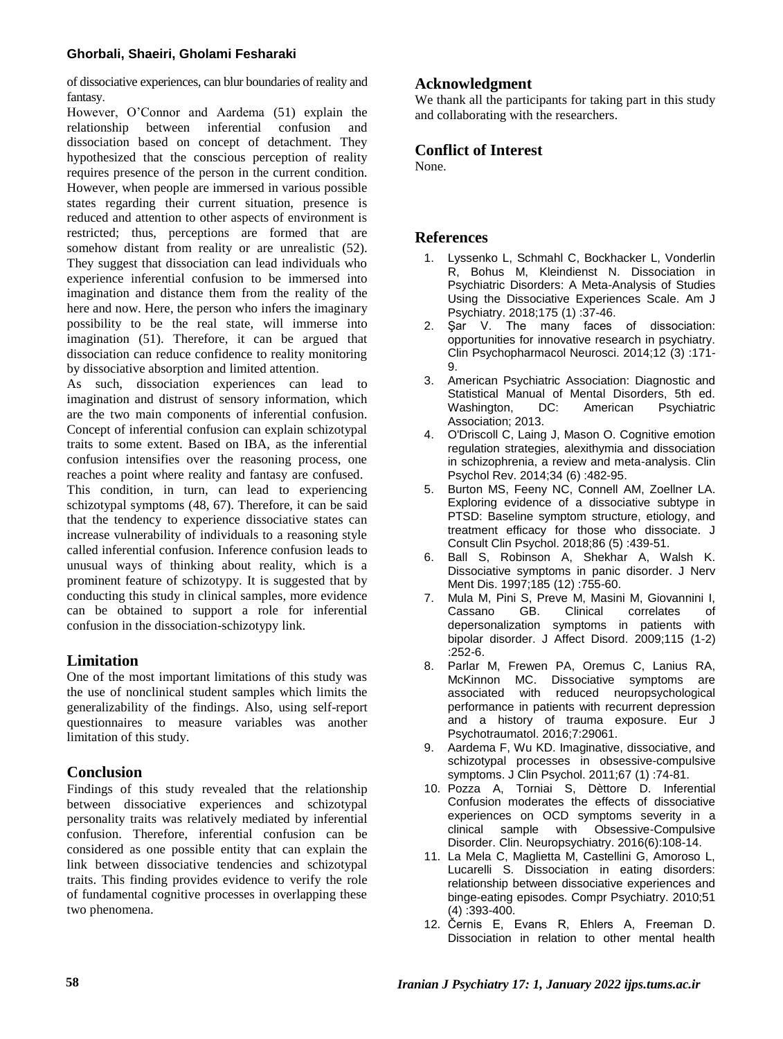of dissociative experiences, can blur boundaries of reality and fantasy.

However, O'Connor and Aardema (51) explain the relationship between inferential confusion and dissociation based on concept of detachment. They hypothesized that the conscious perception of reality requires presence of the person in the current condition. However, when people are immersed in various possible states regarding their current situation, presence is reduced and attention to other aspects of environment is restricted; thus, perceptions are formed that are somehow distant from reality or are unrealistic (52). They suggest that dissociation can lead individuals who experience inferential confusion to be immersed into imagination and distance them from the reality of the here and now. Here, the person who infers the imaginary possibility to be the real state, will immerse into imagination (51). Therefore, it can be argued that dissociation can reduce confidence to reality monitoring by dissociative absorption and limited attention.

As such, dissociation experiences can lead to imagination and distrust of sensory information, which are the two main components of inferential confusion. Concept of inferential confusion can explain schizotypal traits to some extent. Based on IBA, as the inferential confusion intensifies over the reasoning process, one reaches a point where reality and fantasy are confused. This condition, in turn, can lead to experiencing schizotypal symptoms (48, 67). Therefore, it can be said that the tendency to experience dissociative states can increase vulnerability of individuals to a reasoning style called inferential confusion. Inference confusion leads to unusual ways of thinking about reality, which is a prominent feature of schizotypy. It is suggested that by conducting this study in clinical samples, more evidence can be obtained to support a role for inferential confusion in the dissociation-schizotypy link.

## Limitation

One of the most important limitations of this study was the use of nonclinical student samples which limits the generalizability of the findings. Also, using self-report questionnaires to measure variables was another limitation of this study.

## Conclusion

Findings of this study revealed that the relationship between dissociative experiences and schizotypal personality traits was relatively mediated by inferential confusion. Therefore, inferential confusion can be considered as one possible entity that can explain the link between dissociative tendencies and schizotypal traits. This finding provides evidence to verify the role of fundamental cognitive processes in overlapping these two phenomena.

## Acknowledgment

We thank all the participants for taking part in this study and collaborating with the researchers.

## Conflict of Interest

None.

## References

1. Lyssenko L, Schmahl C, Bockhacker L, Vonderlin R, Bohus M, Kleindienst N. Dissociation in Psychiatric Disorders: A Meta-Analysis of Studies Using the Dissociative Experiences Scale. Am J Psychiatry. 2018;175 (1) :37-46.
2. Şar V. The many faces of dissociation: opportunities for innovative research in psychiatry. Clin Psychopharmacol Neurosci. 2014;12 (3) :171-9.
3. American Psychiatric Association: Diagnostic and Statistical Manual of Mental Disorders, 5th ed. Washington, DC: American Psychiatric Association; 2013.
4. O'Driscoll C, Laing J, Mason O. Cognitive emotion regulation strategies, alexithymia and dissociation in schizophrenia, a review and meta-analysis. Clin Psychol Rev. 2014;34 (6) :482-95.
5. Burton MS, Feeny NC, Connell AM, Zoellner LA. Exploring evidence of a dissociative subtype in PTSD: Baseline symptom structure, etiology, and treatment efficacy for those who dissociate. J Consult Clin Psychol. 2018;86 (5) :439-51.
6. Ball S, Robinson A, Shekhar A, Walsh K. Dissociative symptoms in panic disorder. J Nerv Ment Dis. 1997;185 (12) :755-60.
7. Mula M, Pini S, Preve M, Masini M, Giovannini I, Cassano GB. Clinical correlates of depersonalization symptoms in patients with bipolar disorder. J Affect Disord. 2009;115 (1-2) :252-6.
8. Parlar M, Frewen PA, Oremus C, Lanius RA, McKinnon MC. Dissociative symptoms are associated with reduced neuropsychological performance in patients with recurrent depression and a history of trauma exposure. Eur J Psychotraumatol. 2016;7:29061.
9. Aardema F, Wu KD. Imaginative, dissociative, and schizotypal processes in obsessive-compulsive symptoms. J Clin Psychol. 2011;67 (1) :74-81.
10. Pozza A, Torniai S, Dèttore D. Inferential Confusion moderates the effects of dissociative experiences on OCD symptoms severity in a clinical sample with Obsessive-Compulsive Disorder. Clin. Neuropsychiatry. 2016(6):108-14.
11. La Mela C, Maglietta M, Castellini G, Amoroso L, Lucarelli S. Dissociation in eating disorders: relationship between dissociative experiences and binge-eating episodes. Compr Psychiatry. 2010;51 (4) :393-400.
12. Černis E, Evans R, Ehlers A, Freeman D. Dissociation in relation to other mental health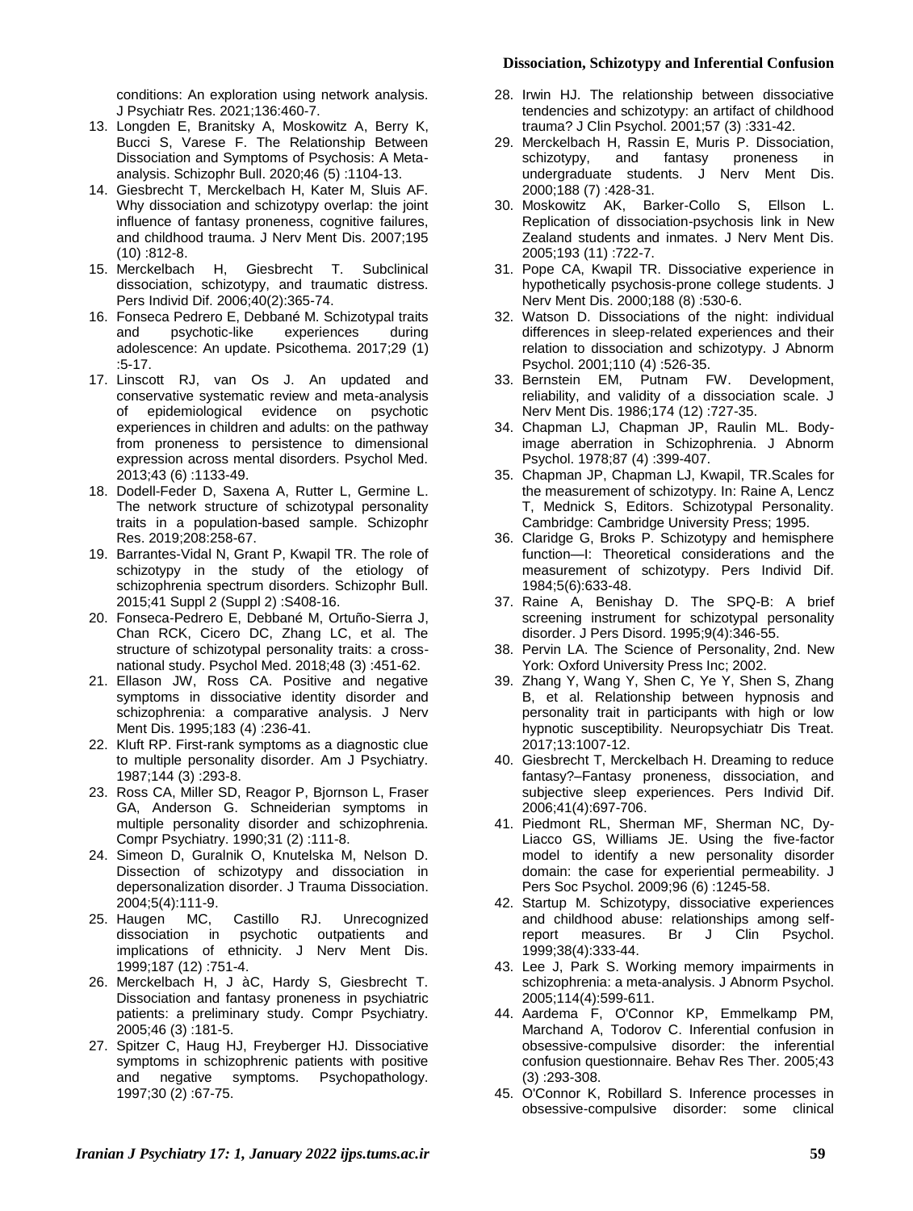conditions: An exploration using network analysis. J Psychiatr Res. 2021;136:460-7.

13. Longden E, Branitsky A, Moskowitz A, Berry K, Bucci S, Varese F. The Relationship Between Dissociation and Symptoms of Psychosis: A Meta-analysis. Schizophr Bull. 2020;46 (5) :1104-13.
14. Giesbrecht T, Merckelbach H, Kater M, Sluis AF. Why dissociation and schizotypy overlap: the joint influence of fantasy proneness, cognitive failures, and childhood trauma. J Nerv Ment Dis. 2007;195 (10) :812-8.
15. Merckelbach H, Giesbrecht T. Subclinical dissociation, schizotypy, and traumatic distress. Pers Individ Dif. 2006;40(2):365-74.
16. Fonseca Pedrero E, Debbané M. Schizotypal traits and psychotic-like experiences during adolescence: An update. Psicothema. 2017;29 (1) :5-17.
17. Linscott RJ, van Os J. An updated and conservative systematic review and meta-analysis of epidemiological evidence on psychotic experiences in children and adults: on the pathway from proneness to persistence to dimensional expression across mental disorders. Psychol Med. 2013;43 (6) :1133-49.
18. Dodell-Feder D, Saxena A, Rutter L, Germine L. The network structure of schizotypal personality traits in a population-based sample. Schizophr Res. 2019;208:258-67.
19. Barrantes-Vidal N, Grant P, Kwapil TR. The role of schizotypy in the study of the etiology of schizophrenia spectrum disorders. Schizophr Bull. 2015;41 Suppl 2 (Suppl 2) :S408-16.
20. Fonseca-Pedrero E, Debbané M, Ortuño-Sierra J, Chan RCK, Cicero DC, Zhang LC, et al. The structure of schizotypal personality traits: a cross-national study. Psychol Med. 2018;48 (3) :451-62.
21. Ellason JW, Ross CA. Positive and negative symptoms in dissociative identity disorder and schizophrenia: a comparative analysis. J Nerv Ment Dis. 1995;183 (4) :236-41.
22. Kluft RP. First-rank symptoms as a diagnostic clue to multiple personality disorder. Am J Psychiatry. 1987;144 (3) :293-8.
23. Ross CA, Miller SD, Reagor P, Bjornson L, Fraser GA, Anderson G. Schneiderian symptoms in multiple personality disorder and schizophrenia. Compr Psychiatry. 1990;31 (2) :111-8.
24. Simeon D, Guralnik O, Knutelska M, Nelson D. Dissection of schizotypy and dissociation in depersonalization disorder. J Trauma Dissociation. 2004;5(4):111-9.
25. Haugen MC, Castillo RJ. Unrecognized dissociation in psychotic outpatients and implications of ethnicity. J Nerv Ment Dis. 1999;187 (12) :751-4.
26. Merckelbach H, J àC, Hardy S, Giesbrecht T. Dissociation and fantasy proneness in psychiatric patients: a preliminary study. Compr Psychiatry. 2005;46 (3) :181-5.
27. Spitzer C, Haug HJ, Freyberger HJ. Dissociative symptoms in schizophrenic patients with positive and negative symptoms. Psychopathology. 1997;30 (2) :67-75.
28. Irwin HJ. The relationship between dissociative tendencies and schizotypy: an artifact of childhood trauma? J Clin Psychol. 2001;57 (3) :331-42.
29. Merckelbach H, Rassin E, Muris P. Dissociation, schizotypy, and fantasy proneness in undergraduate students. J Nerv Ment Dis. 2000;188 (7) :428-31.
30. Moskowitz AK, Barker-Collo S, Ellson L. Replication of dissociation-psychosis link in New Zealand students and inmates. J Nerv Ment Dis. 2005;193 (11) :722-7.
31. Pope CA, Kwapil TR. Dissociative experience in hypothetically psychosis-prone college students. J Nerv Ment Dis. 2000;188 (8) :530-6.
32. Watson D. Dissociations of the night: individual differences in sleep-related experiences and their relation to dissociation and schizotypy. J Abnorm Psychol. 2001;110 (4) :526-35.
33. Bernstein EM, Putnam FW. Development, reliability, and validity of a dissociation scale. J Nerv Ment Dis. 1986;174 (12) :727-35.
34. Chapman LJ, Chapman JP, Raulin ML. Body-image aberration in Schizophrenia. J Abnorm Psychol. 1978;87 (4) :399-407.
35. Chapman JP, Chapman LJ, Kwapil, TR.Scales for the measurement of schizotypy. In: Raine A, Lencz T, Mednick S, Editors. Schizotypal Personality. Cambridge: Cambridge University Press; 1995.
36. Claridge G, Broks P. Schizotypy and hemisphere function—I: Theoretical considerations and the measurement of schizotypy. Pers Individ Dif. 1984;5(6):633-48.
37. Raine A, Benishay D. The SPQ-B: A brief screening instrument for schizotypal personality disorder. J Pers Disord. 1995;9(4):346-55.
38. Pervin LA. The Science of Personality, 2nd. New York: Oxford University Press Inc; 2002.
39. Zhang Y, Wang Y, Shen C, Ye Y, Shen S, Zhang B, et al. Relationship between hypnosis and personality trait in participants with high or low hypnotic susceptibility. Neuropsychiatr Dis Treat. 2017;13:1007-12.
40. Giesbrecht T, Merckelbach H. Dreaming to reduce fantasy?–Fantasy proneness, dissociation, and subjective sleep experiences. Pers Individ Dif. 2006;41(4):697-706.
41. Piedmont RL, Sherman MF, Sherman NC, Dy-Liacco GS, Williams JE. Using the five-factor model to identify a new personality disorder domain: the case for experiential permeability. J Pers Soc Psychol. 2009;96 (6) :1245-58.
42. Startup M. Schizotypy, dissociative experiences and childhood abuse: relationships among self-report measures. Br J Clin Psychol. 1999;38(4):333-44.
43. Lee J, Park S. Working memory impairments in schizophrenia: a meta-analysis. J Abnorm Psychol. 2005;114(4):599-611.
44. Aardema F, O'Connor KP, Emmelkamp PM, Marchand A, Todorov C. Inferential confusion in obsessive-compulsive disorder: the inferential confusion questionnaire. Behav Res Ther. 2005;43 (3) :293-308.
45. O'Connor K, Robillard S. Inference processes in obsessive-compulsive disorder: some clinical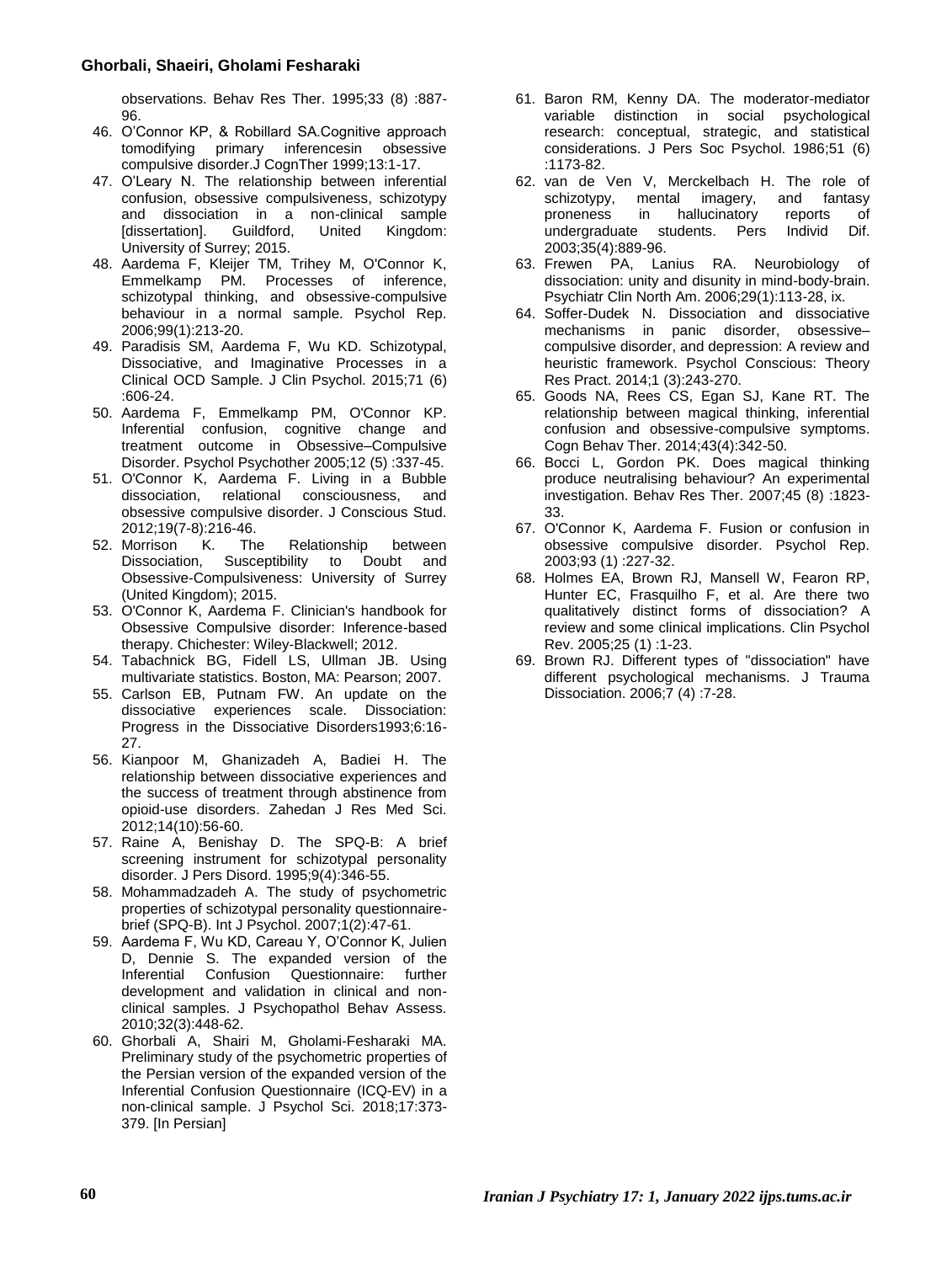observations. Behav Res Ther. 1995;33 (8) :887-96.

46. O'Connor KP, & Robillard SA.Cognitive approach tomodifying primary inferencesin obsessive compulsive disorder.J CognTher 1999;13:1-17.
47. O'Leary N. The relationship between inferential confusion, obsessive compulsiveness, schizotypy and dissociation in a non-clinical sample [dissertation]. Guildford, United Kingdom: University of Surrey; 2015.
48. Aardema F, Kleijer TM, Trihey M, O'Connor K, Emmelkamp PM. Processes of inference, schizotypal thinking, and obsessive-compulsive behaviour in a normal sample. Psychol Rep. 2006;99(1):213-20.
49. Paradisis SM, Aardema F, Wu KD. Schizotypal, Dissociative, and Imaginative Processes in a Clinical OCD Sample. J Clin Psychol. 2015;71 (6) :606-24.
50. Aardema F, Emmelkamp PM, O'Connor KP. Inferential confusion, cognitive change and treatment outcome in Obsessive–Compulsive Disorder. Psychol Psychother 2005;12 (5) :337-45.
51. O'Connor K, Aardema F. Living in a Bubble dissociation, relational consciousness, and obsessive compulsive disorder. J Conscious Stud. 2012;19(7-8):216-46.
52. Morrison K. The Relationship between Dissociation, Susceptibility to Doubt and Obsessive-Compulsiveness: University of Surrey (United Kingdom); 2015.
53. O'Connor K, Aardema F. Clinician's handbook for Obsessive Compulsive disorder: Inference-based therapy. Chichester: Wiley-Blackwell; 2012.
54. Tabachnick BG, Fidell LS, Ullman JB. Using multivariate statistics. Boston, MA: Pearson; 2007.
55. Carlson EB, Putnam FW. An update on the dissociative experiences scale. Dissociation: Progress in the Dissociative Disorders1993;6:16-27.
56. Kianpoor M, Ghanizadeh A, Badiei H. The relationship between dissociative experiences and the success of treatment through abstinence from opioid-use disorders. Zahedan J Res Med Sci. 2012;14(10):56-60.
57. Raine A, Benishay D. The SPQ-B: A brief screening instrument for schizotypal personality disorder. J Pers Disord. 1995;9(4):346-55.
58. Mohammadzadeh A. The study of psychometric properties of schizotypal personality questionnaire-brief (SPQ-B). Int J Psychol. 2007;1(2):47-61.
59. Aardema F, Wu KD, Careau Y, O'Connor K, Julien D, Dennie S. The expanded version of the Inferential Confusion Questionnaire: further development and validation in clinical and non-clinical samples. J Psychopathol Behav Assess. 2010;32(3):448-62.
60. Ghorbali A, Shairi M, Gholami-Fesharaki MA. Preliminary study of the psychometric properties of the Persian version of the expanded version of the Inferential Confusion Questionnaire (ICQ-EV) in a non-clinical sample. J Psychol Sci. 2018;17:373-379. [In Persian]
61. Baron RM, Kenny DA. The moderator-mediator variable distinction in social psychological research: conceptual, strategic, and statistical considerations. J Pers Soc Psychol. 1986;51 (6) :1173-82.
62. van de Ven V, Merckelbach H. The role of schizotypy, mental imagery, and fantasy proneness in hallucinatory reports of undergraduate students. Pers Individ Dif. 2003;35(4):889-96.
63. Frewen PA, Lanius RA. Neurobiology of dissociation: unity and disunity in mind-body-brain. Psychiatr Clin North Am. 2006;29(1):113-28, ix.
64. Soffer-Dudek N. Dissociation and dissociative mechanisms in panic disorder, obsessive–compulsive disorder, and depression: A review and heuristic framework. Psychol Conscious: Theory Res Pract. 2014;1 (3):243-270.
65. Goods NA, Rees CS, Egan SJ, Kane RT. The relationship between magical thinking, inferential confusion and obsessive-compulsive symptoms. Cogn Behav Ther. 2014;43(4):342-50.
66. Bocci L, Gordon PK. Does magical thinking produce neutralising behaviour? An experimental investigation. Behav Res Ther. 2007;45 (8) :1823-33.
67. O'Connor K, Aardema F. Fusion or confusion in obsessive compulsive disorder. Psychol Rep. 2003;93 (1) :227-32.
68. Holmes EA, Brown RJ, Mansell W, Fearon RP, Hunter EC, Frasquilho F, et al. Are there two qualitatively distinct forms of dissociation? A review and some clinical implications. Clin Psychol Rev. 2005;25 (1) :1-23.
69. Brown RJ. Different types of "dissociation" have different psychological mechanisms. J Trauma Dissociation. 2006;7 (4) :7-28.